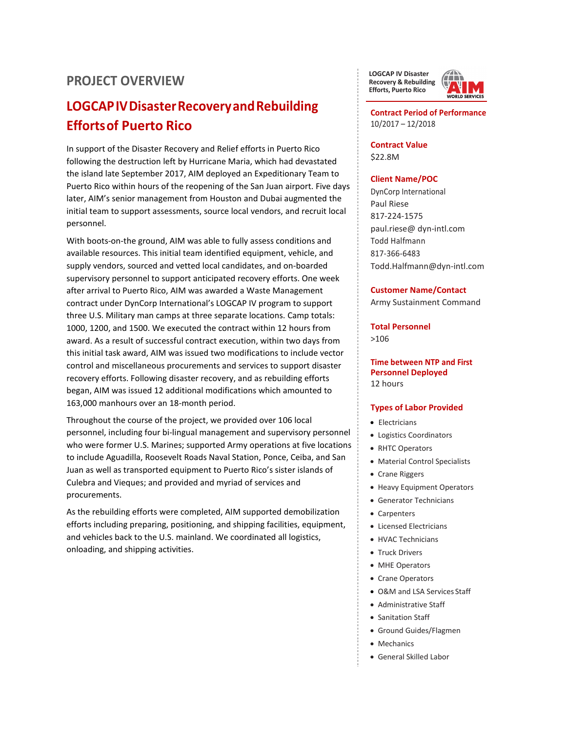# PROJECT OVERVIEW

## LOGCAP IV Disaster Recovery and Rebuilding Efforts of Puerto Rico

In support of the Disaster Recovery and Relief efforts in Puerto Rico following the destruction left by Hurricane Maria, which had devastated the island late September 2017, AIM deployed an Expeditionary Team to Puerto Rico within hours of the reopening of the San Juan airport. Five days later, AIM's senior management from Houston and Dubai augmented the initial team to support assessments, source local vendors, and recruit local personnel.

With boots-on-the ground, AIM was able to fully assess conditions and available resources. This initial team identified equipment, vehicle, and supply vendors, sourced and vetted local candidates, and on-boarded supervisory personnel to support anticipated recovery efforts. One week after arrival to Puerto Rico, AIM was awarded a Waste Management contract under DynCorp International's LOGCAP IV program to support three U.S. Military man camps at three separate locations. Camp totals: 1000, 1200, and 1500. We executed the contract within 12 hours from award. As a result of successful contract execution, within two days from this initial task award, AIM was issued two modifications to include vector control and miscellaneous procurements and services to support disaster recovery efforts. Following disaster recovery, and as rebuilding efforts began, AIM was issued 12 additional modifications which amounted to 163,000 manhours over an 18-month period.

Throughout the course of the project, we provided over 106 local personnel, including four bi-lingual management and supervisory personnel who were former U.S. Marines; supported Army operations at five locations to include Aguadilla, Roosevelt Roads Naval Station, Ponce, Ceiba, and San Juan as well as transported equipment to Puerto Rico's sister islands of Culebra and Vieques; and provided and myriad of services and procurements.

As the rebuilding efforts were completed, AIM supported demobilization efforts including preparing, positioning, and shipping facilities, equipment, and vehicles back to the U.S. mainland. We coordinated all logistics, onloading, and shipping activities.

**LOGCAP IV Disaster Recovery & Rebuilding Efforts, Puerto Rico**

AIM WORLD SERVICES

**Contract Period of Performance**
10/2017 – 12/2018

**Contract Value**
$22.8M

**Client Name/POC**
DynCorp International
Paul Riese
817-224-1575
paul.riese@ dyn-intl.com
Todd Halfmann
817-366-6483
Todd.Halfmann@dyn-intl.com

**Customer Name/Contact**
Army Sustainment Command

**Total Personnel**
>106

**Time between NTP and First Personnel Deployed**
12 hours

**Types of Labor Provided**

- Electricians
- Logistics Coordinators
- RHTC Operators
- Material Control Specialists
- Crane Riggers
- Heavy Equipment Operators
- Generator Technicians
- Carpenters
- Licensed Electricians
- HVAC Technicians
- Truck Drivers
- MHE Operators
- Crane Operators
- O&M and LSA Services Staff
- Administrative Staff
- Sanitation Staff
- Ground Guides/Flagmen
- Mechanics
- General Skilled Labor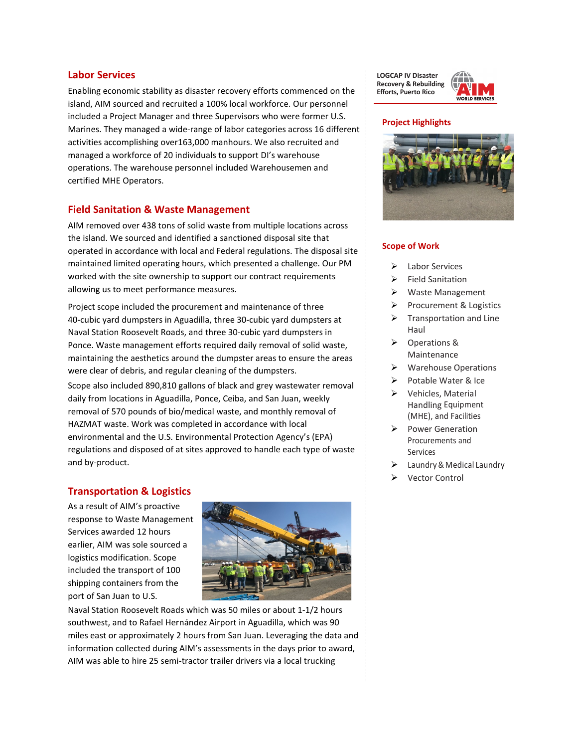## Labor Services

Enabling economic stability as disaster recovery efforts commenced on the island, AIM sourced and recruited a 100% local workforce. Our personnel included a Project Manager and three Supervisors who were former U.S. Marines. They managed a wide-range of labor categories across 16 different activities accomplishing over163,000 manhours. We also recruited and managed a workforce of 20 individuals to support DI's warehouse operations. The warehouse personnel included Warehousemen and certified MHE Operators.

## Field Sanitation & Waste Management

AIM removed over 438 tons of solid waste from multiple locations across the island. We sourced and identified a sanctioned disposal site that operated in accordance with local and Federal regulations. The disposal site maintained limited operating hours, which presented a challenge. Our PM worked with the site ownership to support our contract requirements allowing us to meet performance measures.

Project scope included the procurement and maintenance of three 40-cubic yard dumpsters in Aguadilla, three 30-cubic yard dumpsters at Naval Station Roosevelt Roads, and three 30-cubic yard dumpsters in Ponce. Waste management efforts required daily removal of solid waste, maintaining the aesthetics around the dumpster areas to ensure the areas were clear of debris, and regular cleaning of the dumpsters.

Scope also included 890,810 gallons of black and grey wastewater removal daily from locations in Aguadilla, Ponce, Ceiba, and San Juan, weekly removal of 570 pounds of bio/medical waste, and monthly removal of HAZMAT waste. Work was completed in accordance with local environmental and the U.S. Environmental Protection Agency's (EPA) regulations and disposed of at sites approved to handle each type of waste and by-product.

## Transportation & Logistics

As a result of AIM's proactive response to Waste Management Services awarded 12 hours earlier, AIM was sole sourced a logistics modification. Scope included the transport of 100 shipping containers from the port of San Juan to U.S. Naval Station Roosevelt Roads which was 50 miles or about 1-1/2 hours southwest, and to Rafael Hernández Airport in Aguadilla, which was 90 miles east or approximately 2 hours from San Juan. Leveraging the data and information collected during AIM's assessments in the days prior to award, AIM was able to hire 25 semi-tractor trailer drivers via a local trucking

**LOGCAP IV Disaster Recovery & Rebuilding Efforts, Puerto Rico**

AIM WORLD SERVICES

### Project Highlights

### Scope of Work

- Labor Services
- Field Sanitation
- Waste Management
- Procurement & Logistics
- Transportation and Line Haul
- Operations & Maintenance
- Warehouse Operations
- Potable Water & Ice
- Vehicles, Material Handling Equipment (MHE), and Facilities
- Power Generation Procurements and Services
- Laundry & Medical Laundry
- Vector Control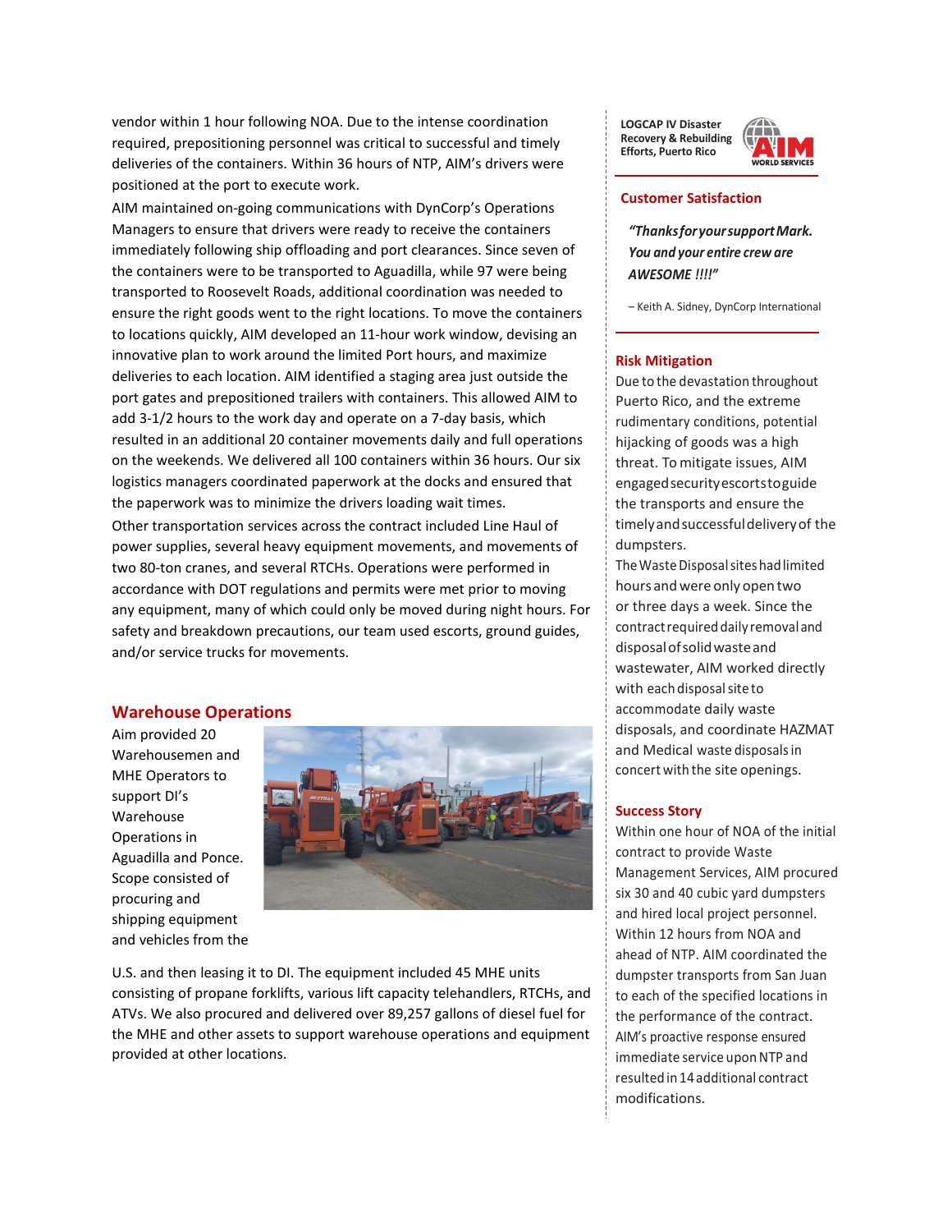vendor within 1 hour following NOA. Due to the intense coordination required, prepositioning personnel was critical to successful and timely deliveries of the containers. Within 36 hours of NTP, AIM's drivers were positioned at the port to execute work.

AIM maintained on-going communications with DynCorp's Operations Managers to ensure that drivers were ready to receive the containers immediately following ship offloading and port clearances. Since seven of the containers were to be transported to Aguadilla, while 97 were being transported to Roosevelt Roads, additional coordination was needed to ensure the right goods went to the right locations. To move the containers to locations quickly, AIM developed an 11-hour work window, devising an innovative plan to work around the limited Port hours, and maximize deliveries to each location. AIM identified a staging area just outside the port gates and prepositioned trailers with containers. This allowed AIM to add 3-1/2 hours to the work day and operate on a 7-day basis, which resulted in an additional 20 container movements daily and full operations on the weekends. We delivered all 100 containers within 36 hours. Our six logistics managers coordinated paperwork at the docks and ensured that the paperwork was to minimize the drivers loading wait times.

Other transportation services across the contract included Line Haul of power supplies, several heavy equipment movements, and movements of two 80-ton cranes, and several RTCHs. Operations were performed in accordance with DOT regulations and permits were met prior to moving any equipment, many of which could only be moved during night hours. For safety and breakdown precautions, our team used escorts, ground guides, and/or service trucks for movements.

## Warehouse Operations

Aim provided 20 Warehousemen and MHE Operators to support DI's Warehouse Operations in Aguadilla and Ponce. Scope consisted of procuring and shipping equipment and vehicles from the U.S. and then leasing it to DI. The equipment included 45 MHE units consisting of propane forklifts, various lift capacity telehandlers, RTCHs, and ATVs. We also procured and delivered over 89,257 gallons of diesel fuel for the MHE and other assets to support warehouse operations and equipment provided at other locations.

**LOGCAP IV Disaster Recovery & Rebuilding Efforts, Puerto Rico**

AIM WORLD SERVICES

### Customer Satisfaction

***"Thanks for your support Mark. You and your entire crew are AWESOME !!!!"***

– Keith A. Sidney, DynCorp International

### Risk Mitigation

Due to the devastation throughout Puerto Rico, and the extreme rudimentary conditions, potential hijacking of goods was a high threat. To mitigate issues, AIM engaged security escorts to guide the transports and ensure the timely and successful delivery of the dumpsters.

The Waste Disposal sites had limited hours and were only open two or three days a week. Since the contract required daily removal and disposal of solid waste and wastewater, AIM worked directly with each disposal site to accommodate daily waste disposals, and coordinate HAZMAT and Medical waste disposals in concert with the site openings.

### Success Story

Within one hour of NOA of the initial contract to provide Waste Management Services, AIM procured six 30 and 40 cubic yard dumpsters and hired local project personnel. Within 12 hours from NOA and ahead of NTP. AIM coordinated the dumpster transports from San Juan to each of the specified locations in the performance of the contract. AIM's proactive response ensured immediate service upon NTP and resulted in 14 additional contract modifications.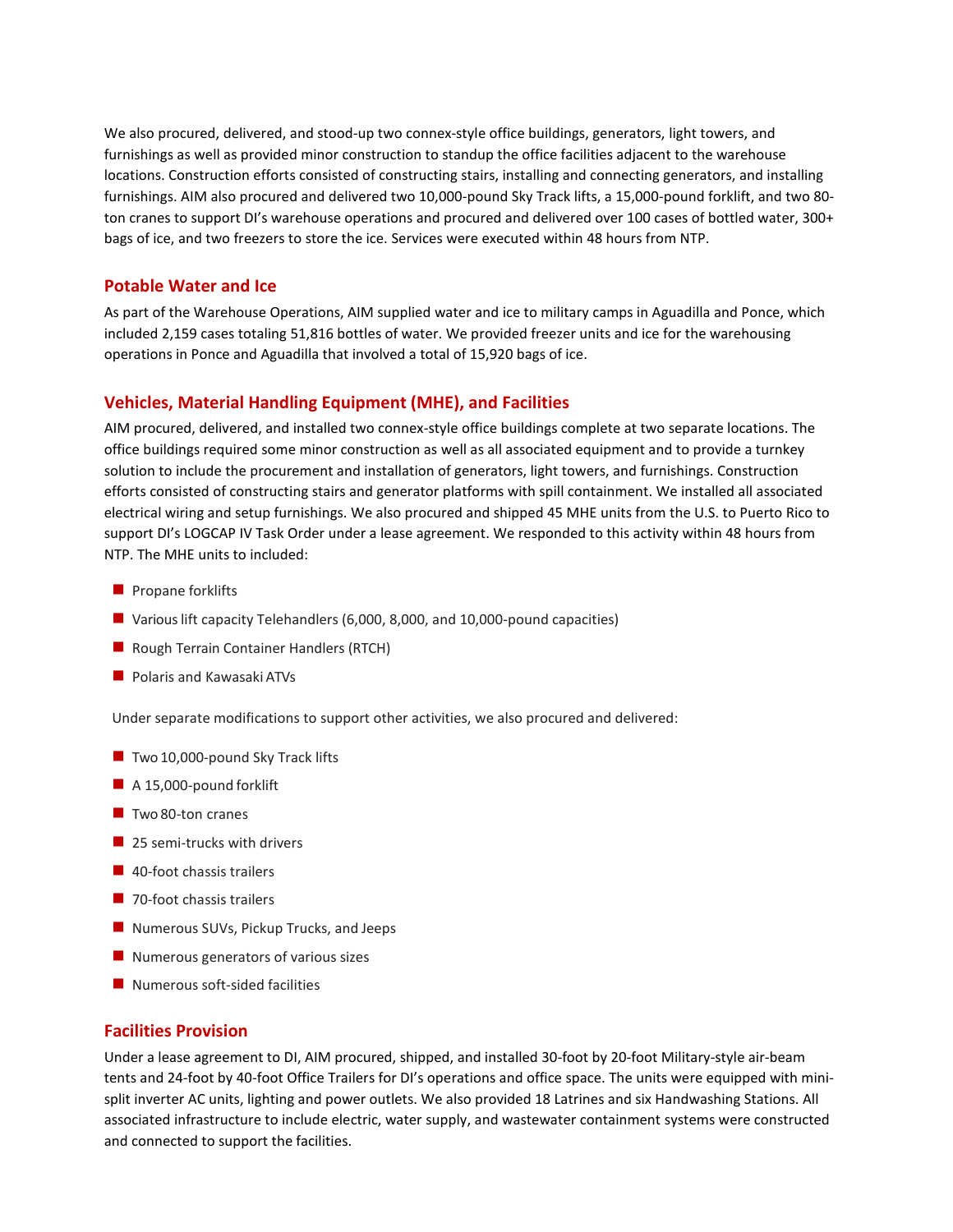We also procured, delivered, and stood-up two connex-style office buildings, generators, light towers, and furnishings as well as provided minor construction to standup the office facilities adjacent to the warehouse locations. Construction efforts consisted of constructing stairs, installing and connecting generators, and installing furnishings. AIM also procured and delivered two 10,000-pound Sky Track lifts, a 15,000-pound forklift, and two 80-ton cranes to support DI's warehouse operations and procured and delivered over 100 cases of bottled water, 300+ bags of ice, and two freezers to store the ice. Services were executed within 48 hours from NTP.

## Potable Water and Ice

As part of the Warehouse Operations, AIM supplied water and ice to military camps in Aguadilla and Ponce, which included 2,159 cases totaling 51,816 bottles of water. We provided freezer units and ice for the warehousing operations in Ponce and Aguadilla that involved a total of 15,920 bags of ice.

## Vehicles, Material Handling Equipment (MHE), and Facilities

AIM procured, delivered, and installed two connex-style office buildings complete at two separate locations. The office buildings required some minor construction as well as all associated equipment and to provide a turnkey solution to include the procurement and installation of generators, light towers, and furnishings. Construction efforts consisted of constructing stairs and generator platforms with spill containment. We installed all associated electrical wiring and setup furnishings. We also procured and shipped 45 MHE units from the U.S. to Puerto Rico to support DI's LOGCAP IV Task Order under a lease agreement. We responded to this activity within 48 hours from NTP. The MHE units to included:

- Propane forklifts
- Various lift capacity Telehandlers (6,000, 8,000, and 10,000-pound capacities)
- Rough Terrain Container Handlers (RTCH)
- Polaris and Kawasaki ATVs

Under separate modifications to support other activities, we also procured and delivered:

- Two 10,000-pound Sky Track lifts
- A 15,000-pound forklift
- Two 80-ton cranes
- 25 semi-trucks with drivers
- 40-foot chassis trailers
- 70-foot chassis trailers
- Numerous SUVs, Pickup Trucks, and Jeeps
- Numerous generators of various sizes
- Numerous soft-sided facilities

## Facilities Provision

Under a lease agreement to DI, AIM procured, shipped, and installed 30-foot by 20-foot Military-style air-beam tents and 24-foot by 40-foot Office Trailers for DI's operations and office space. The units were equipped with mini-split inverter AC units, lighting and power outlets. We also provided 18 Latrines and six Handwashing Stations. All associated infrastructure to include electric, water supply, and wastewater containment systems were constructed and connected to support the facilities.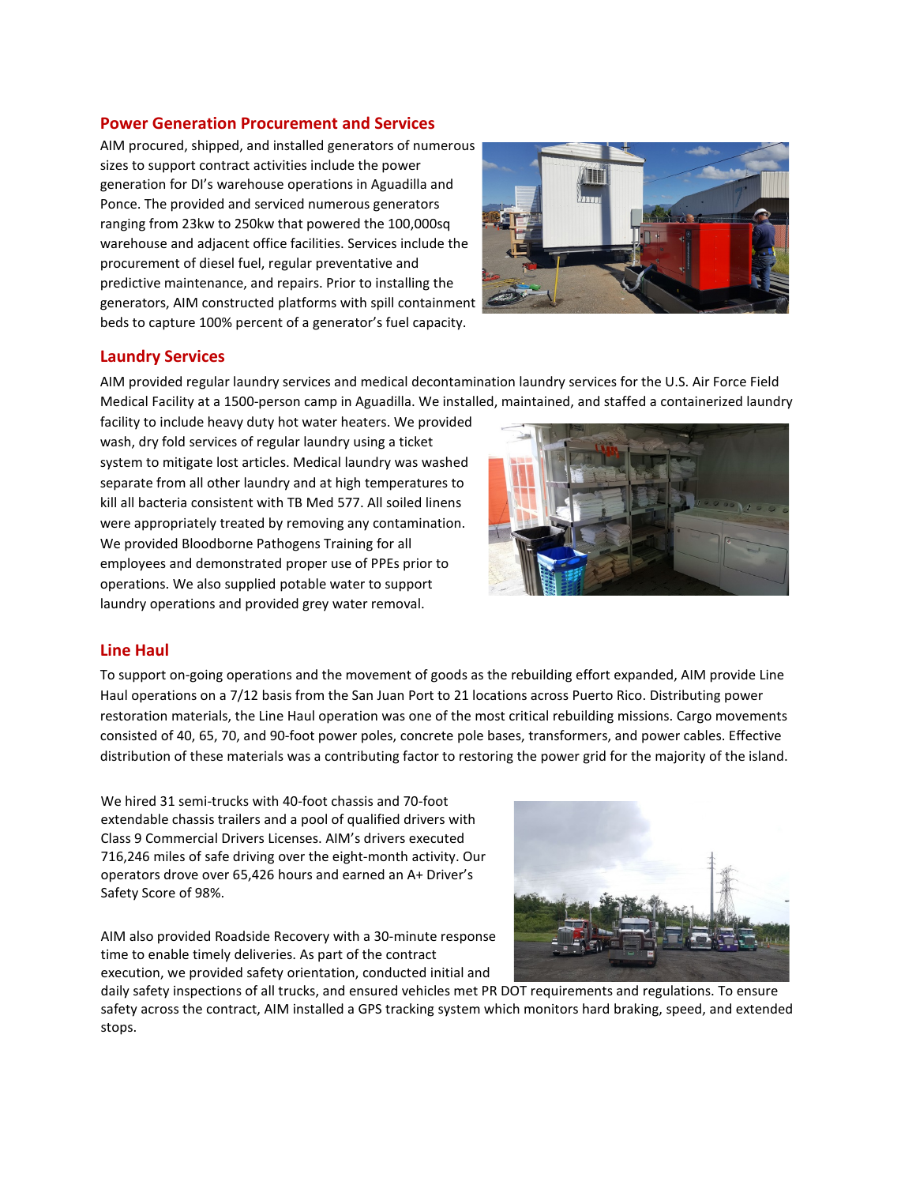## Power Generation Procurement and Services

AIM procured, shipped, and installed generators of numerous sizes to support contract activities include the power generation for DI's warehouse operations in Aguadilla and Ponce. The provided and serviced numerous generators ranging from 23kw to 250kw that powered the 100,000sq warehouse and adjacent office facilities. Services include the procurement of diesel fuel, regular preventative and predictive maintenance, and repairs. Prior to installing the generators, AIM constructed platforms with spill containment beds to capture 100% percent of a generator's fuel capacity.

## Laundry Services

AIM provided regular laundry services and medical decontamination laundry services for the U.S. Air Force Field Medical Facility at a 1500-person camp in Aguadilla. We installed, maintained, and staffed a containerized laundry facility to include heavy duty hot water heaters. We provided wash, dry fold services of regular laundry using a ticket system to mitigate lost articles. Medical laundry was washed separate from all other laundry and at high temperatures to kill all bacteria consistent with TB Med 577. All soiled linens were appropriately treated by removing any contamination. We provided Bloodborne Pathogens Training for all employees and demonstrated proper use of PPEs prior to operations. We also supplied potable water to support laundry operations and provided grey water removal.

## Line Haul

To support on-going operations and the movement of goods as the rebuilding effort expanded, AIM provide Line Haul operations on a 7/12 basis from the San Juan Port to 21 locations across Puerto Rico. Distributing power restoration materials, the Line Haul operation was one of the most critical rebuilding missions. Cargo movements consisted of 40, 65, 70, and 90-foot power poles, concrete pole bases, transformers, and power cables. Effective distribution of these materials was a contributing factor to restoring the power grid for the majority of the island.

We hired 31 semi-trucks with 40-foot chassis and 70-foot extendable chassis trailers and a pool of qualified drivers with Class 9 Commercial Drivers Licenses. AIM's drivers executed 716,246 miles of safe driving over the eight-month activity. Our operators drove over 65,426 hours and earned an A+ Driver's Safety Score of 98%.

AIM also provided Roadside Recovery with a 30-minute response time to enable timely deliveries. As part of the contract execution, we provided safety orientation, conducted initial and daily safety inspections of all trucks, and ensured vehicles met PR DOT requirements and regulations. To ensure safety across the contract, AIM installed a GPS tracking system which monitors hard braking, speed, and extended stops.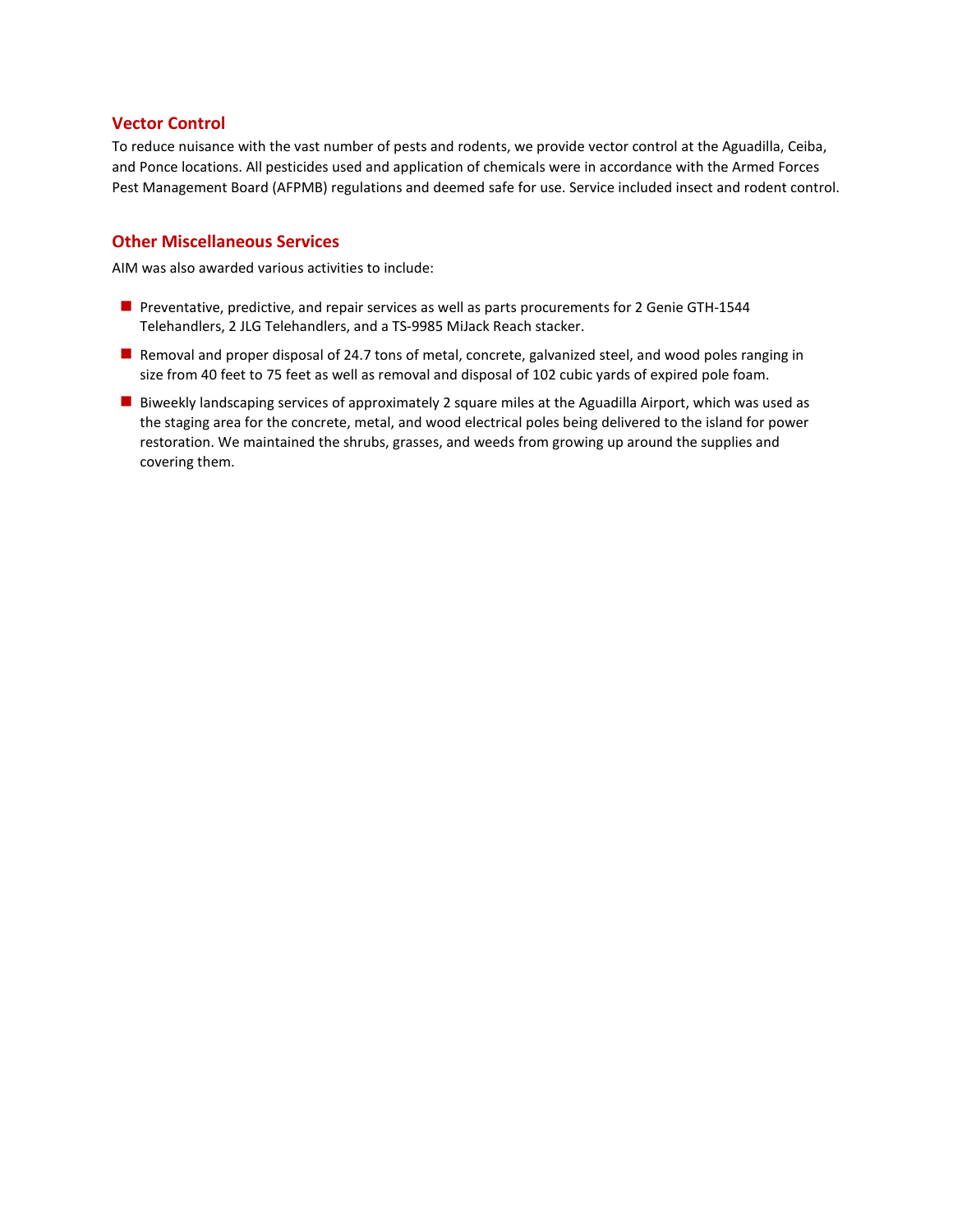## Vector Control

To reduce nuisance with the vast number of pests and rodents, we provide vector control at the Aguadilla, Ceiba, and Ponce locations. All pesticides used and application of chemicals were in accordance with the Armed Forces Pest Management Board (AFPMB) regulations and deemed safe for use. Service included insect and rodent control.

## Other Miscellaneous Services

AIM was also awarded various activities to include:

- Preventative, predictive, and repair services as well as parts procurements for 2 Genie GTH-1544 Telehandlers, 2 JLG Telehandlers, and a TS-9985 MiJack Reach stacker.
- Removal and proper disposal of 24.7 tons of metal, concrete, galvanized steel, and wood poles ranging in size from 40 feet to 75 feet as well as removal and disposal of 102 cubic yards of expired pole foam.
- Biweekly landscaping services of approximately 2 square miles at the Aguadilla Airport, which was used as the staging area for the concrete, metal, and wood electrical poles being delivered to the island for power restoration. We maintained the shrubs, grasses, and weeds from growing up around the supplies and covering them.